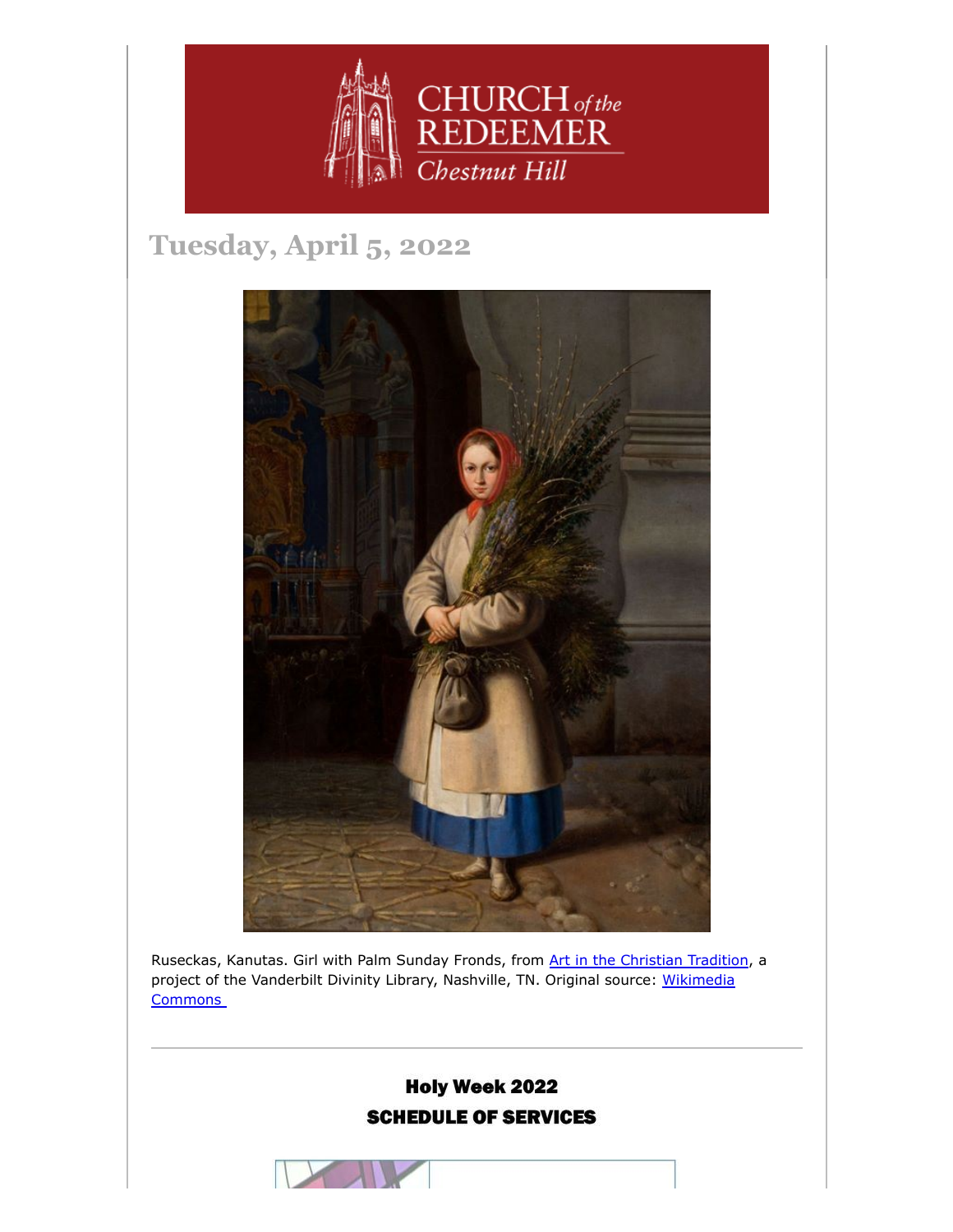CHURCH of the REDEEMER Chestnut Hill

# Tuesday, April 5, 2022

Ruseckas, Kanutas. Girl with Palm Sunday Fronds, from [Art in the Christian Tradition], a project of the Vanderbilt Divinity Library, Nashville, TN. Original source: [Wikimedia Commons]

---

**Holy Week 2022**

**SCHEDULE OF SERVICES**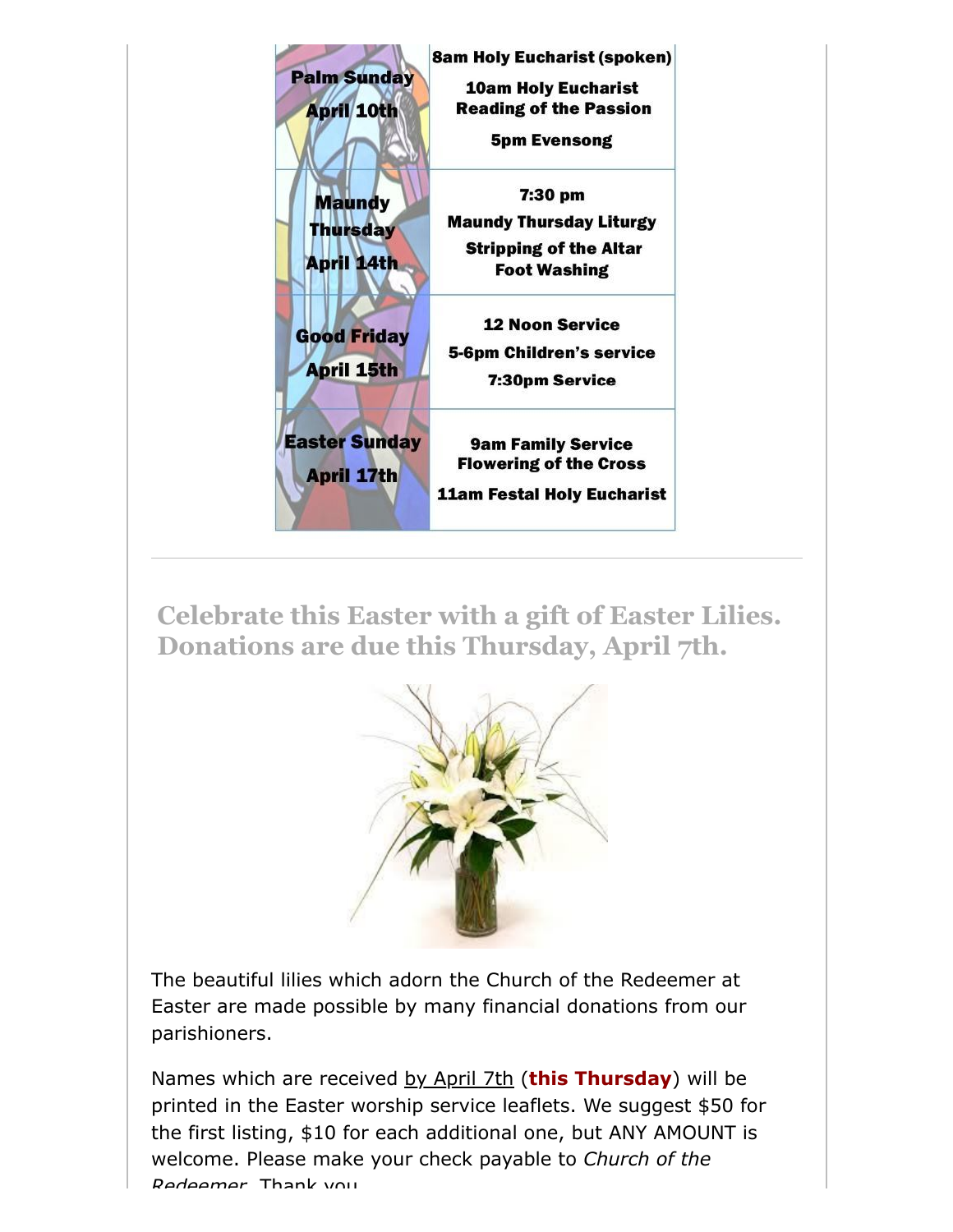| | |
|---|---|
| **Palm Sunday April 10th** | **8am Holy Eucharist (spoken)**<br>**10am Holy Eucharist Reading of the Passion**<br>**5pm Evensong** |
| **Maundy Thursday April 14th** | **7:30 pm**<br>**Maundy Thursday Liturgy**<br>**Stripping of the Altar Foot Washing** |
| **Good Friday April 15th** | **12 Noon Service**<br>**5-6pm Children's service**<br>**7:30pm Service** |
| **Easter Sunday April 17th** | **9am Family Service Flowering of the Cross**<br>**11am Festal Holy Eucharist** |

---

## Celebrate this Easter with a gift of Easter Lilies. Donations are due this Thursday, April 7th.

The beautiful lilies which adorn the Church of the Redeemer at Easter are made possible by many financial donations from our parishioners.

Names which are received by April 7th (**this Thursday**) will be printed in the Easter worship service leaflets. We suggest $50 for the first listing, $10 for each additional one, but ANY AMOUNT is welcome. Please make your check payable to *Church of the Redeemer*. Thank you.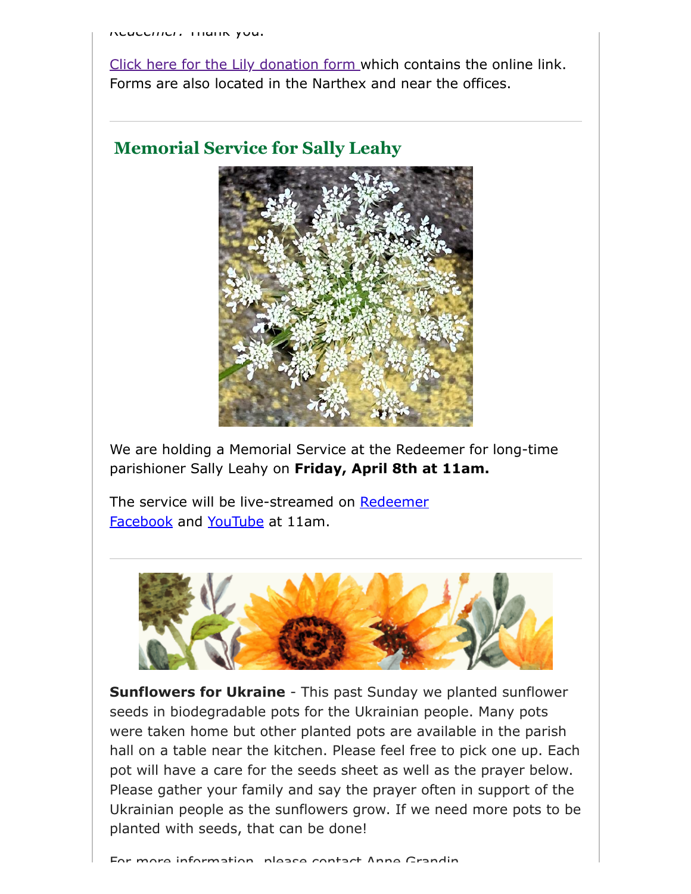Redeemer. Thank you.

Click here for the Lily donation form which contains the online link. Forms are also located in the Narthex and near the offices.

---

## Memorial Service for Sally Leahy

We are holding a Memorial Service at the Redeemer for long-time parishioner Sally Leahy on **Friday, April 8th at 11am.**

The service will be live-streamed on Redeemer Facebook and YouTube at 11am.

---

**Sunflowers for Ukraine** - This past Sunday we planted sunflower seeds in biodegradable pots for the Ukrainian people. Many pots were taken home but other planted pots are available in the parish hall on a table near the kitchen. Please feel free to pick one up. Each pot will have a care for the seeds sheet as well as the prayer below. Please gather your family and say the prayer often in support of the Ukrainian people as the sunflowers grow. If we need more pots to be planted with seeds, that can be done!

For more information, please contact Anne Grandin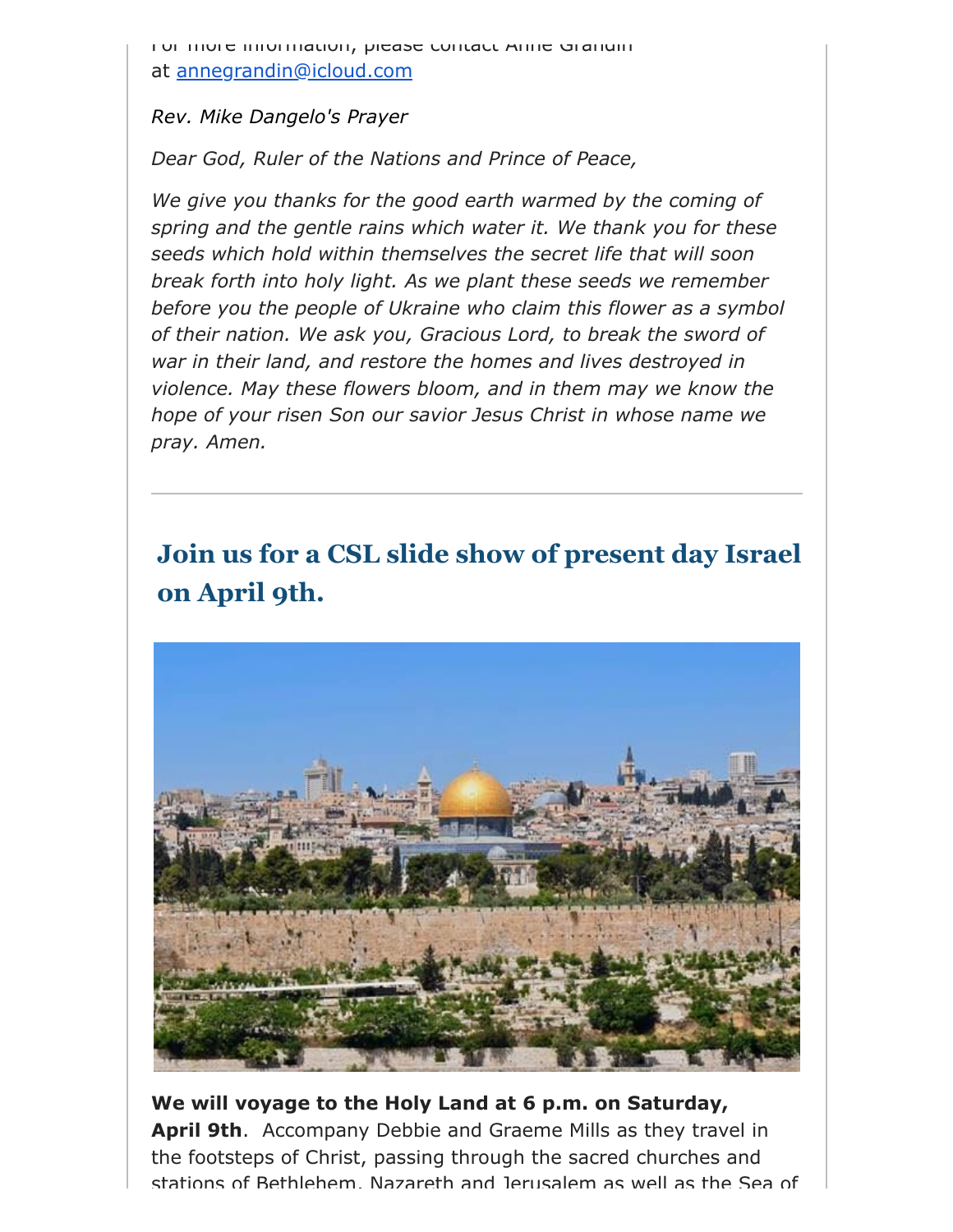For more information, please contact Anne Grandin at annegrandin@icloud.com

*Rev. Mike Dangelo's Prayer*

*Dear God, Ruler of the Nations and Prince of Peace,*

*We give you thanks for the good earth warmed by the coming of spring and the gentle rains which water it. We thank you for these seeds which hold within themselves the secret life that will soon break forth into holy light. As we plant these seeds we remember before you the people of Ukraine who claim this flower as a symbol of their nation. We ask you, Gracious Lord, to break the sword of war in their land, and restore the homes and lives destroyed in violence. May these flowers bloom, and in them may we know the hope of your risen Son our savior Jesus Christ in whose name we pray. Amen.*

---

## Join us for a CSL slide show of present day Israel on April 9th.

**We will voyage to the Holy Land at 6 p.m. on Saturday, April 9th**. Accompany Debbie and Graeme Mills as they travel in the footsteps of Christ, passing through the sacred churches and stations of Bethlehem, Nazareth and Jerusalem as well as the Sea of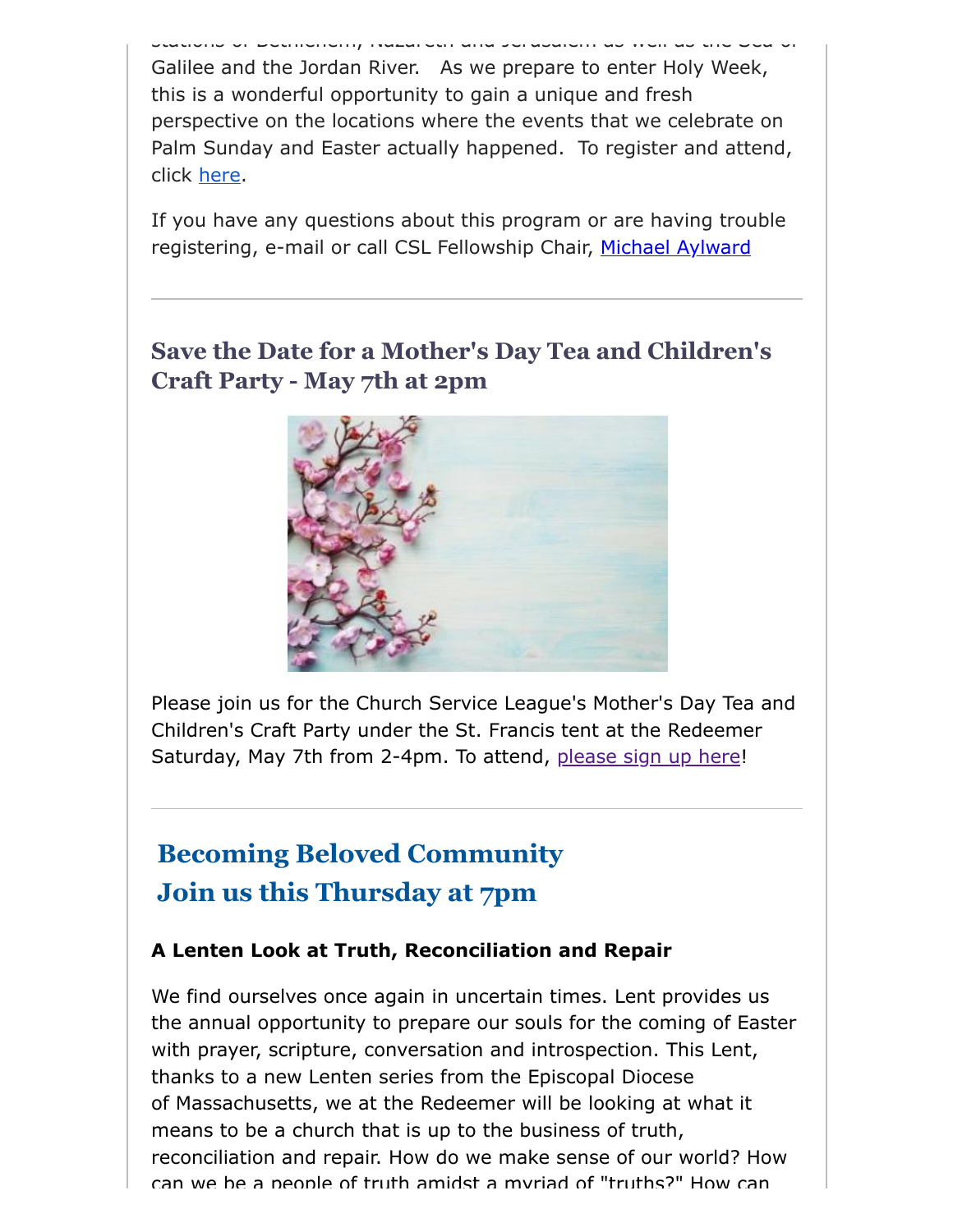stations of Bethlehem, Nazareth and Jerusalem as well as the Sea of Galilee and the Jordan River. As we prepare to enter Holy Week, this is a wonderful opportunity to gain a unique and fresh perspective on the locations where the events that we celebrate on Palm Sunday and Easter actually happened. To register and attend, click here.

If you have any questions about this program or are having trouble registering, e-mail or call CSL Fellowship Chair, Michael Aylward

---

## Save the Date for a Mother's Day Tea and Children's Craft Party - May 7th at 2pm

Please join us for the Church Service League's Mother's Day Tea and Children's Craft Party under the St. Francis tent at the Redeemer Saturday, May 7th from 2-4pm. To attend, please sign up here!

---

## Becoming Beloved Community
## Join us this Thursday at 7pm

**A Lenten Look at Truth, Reconciliation and Repair**

We find ourselves once again in uncertain times. Lent provides us the annual opportunity to prepare our souls for the coming of Easter with prayer, scripture, conversation and introspection. This Lent, thanks to a new Lenten series from the Episcopal Diocese of Massachusetts, we at the Redeemer will be looking at what it means to be a church that is up to the business of truth, reconciliation and repair. How do we make sense of our world? How can we be a people of truth amidst a myriad of "truths?" How can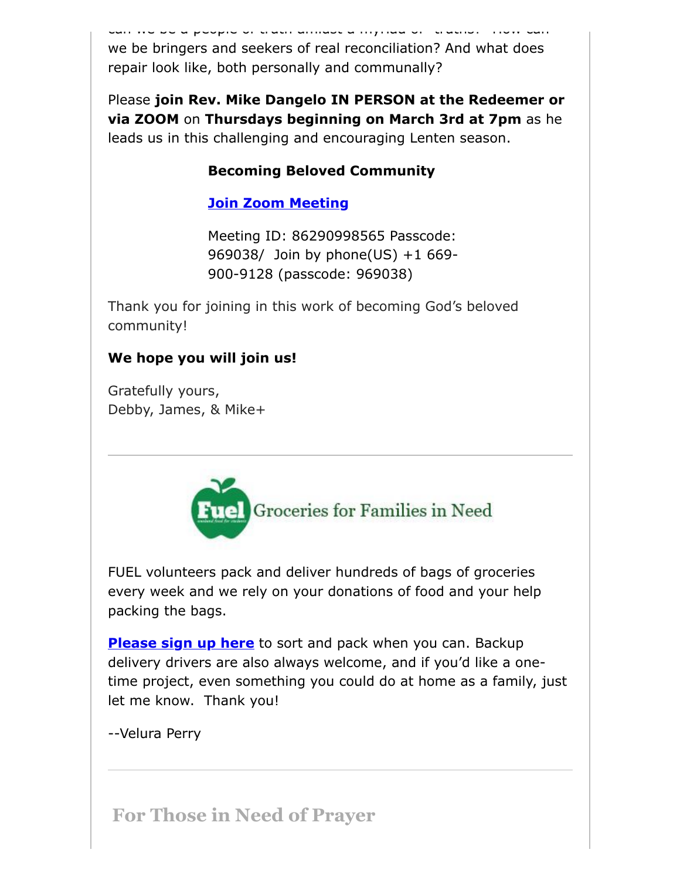can we be a people of truth amidst a myriad of "truths?" How can we be bringers and seekers of real reconciliation? And what does repair look like, both personally and communally?

Please **join Rev. Mike Dangelo IN PERSON at the Redeemer or via ZOOM** on **Thursdays beginning on March 3rd at 7pm** as he leads us in this challenging and encouraging Lenten season.

**Becoming Beloved Community**

**Join Zoom Meeting**

Meeting ID: 86290998565 Passcode: 969038/ Join by phone(US) +1 669-900-9128 (passcode: 969038)

Thank you for joining in this work of becoming God's beloved community!

**We hope you will join us!**

Gratefully yours,
Debby, James, & Mike+

---

Fuel Groceries for Families in Need

FUEL volunteers pack and deliver hundreds of bags of groceries every week and we rely on your donations of food and your help packing the bags.

**Please sign up here** to sort and pack when you can. Backup delivery drivers are also always welcome, and if you'd like a one-time project, even something you could do at home as a family, just let me know. Thank you!

--Velura Perry

---

## For Those in Need of Prayer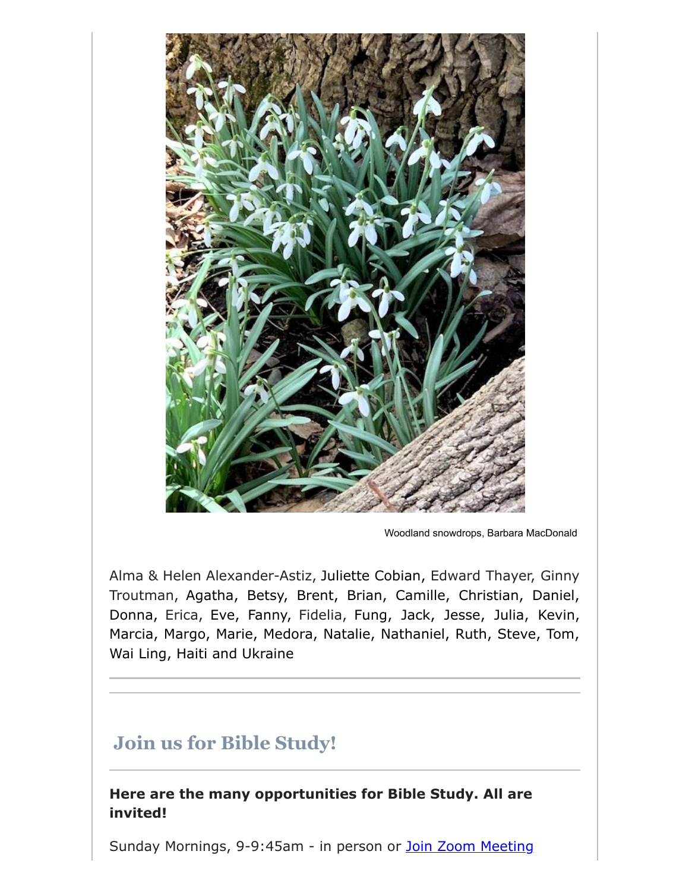Woodland snowdrops, Barbara MacDonald

Alma & Helen Alexander-Astiz, Juliette Cobian, Edward Thayer, Ginny Troutman, Agatha, Betsy, Brent, Brian, Camille, Christian, Daniel, Donna, Erica, Eve, Fanny, Fidelia, Fung, Jack, Jesse, Julia, Kevin, Marcia, Margo, Marie, Medora, Natalie, Nathaniel, Ruth, Steve, Tom, Wai Ling, Haiti and Ukraine

---

## Join us for Bible Study!

**Here are the many opportunities for Bible Study. All are invited!**

Sunday Mornings, 9-9:45am - in person or Join Zoom Meeting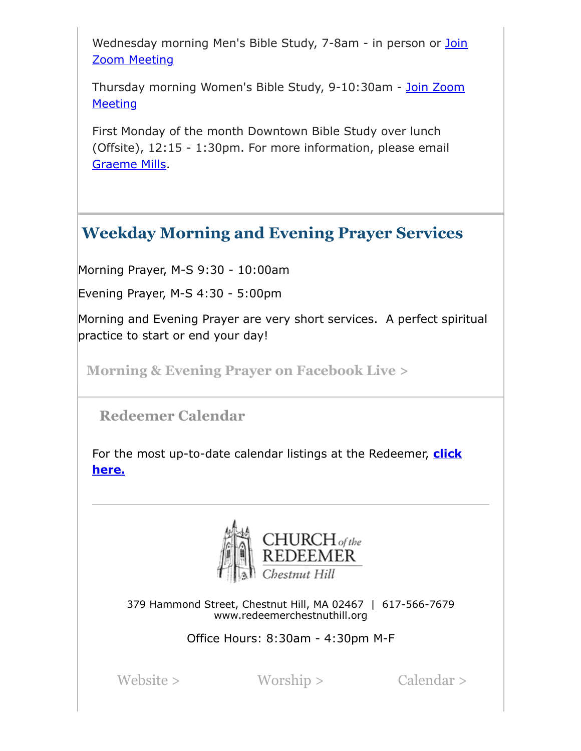Wednesday morning Men's Bible Study, 7-8am - in person or Join Zoom Meeting

Thursday morning Women's Bible Study, 9-10:30am - Join Zoom Meeting

First Monday of the month Downtown Bible Study over lunch (Offsite), 12:15 - 1:30pm. For more information, please email Graeme Mills.

## Weekday Morning and Evening Prayer Services

Morning Prayer, M-S 9:30 - 10:00am

Evening Prayer, M-S 4:30 - 5:00pm

Morning and Evening Prayer are very short services.  A perfect spiritual practice to start or end your day!

**Morning & Evening Prayer on Facebook Live >**

### Redeemer Calendar

For the most up-to-date calendar listings at the Redeemer, **click here.**

---

CHURCH of the REDEEMER
Chestnut Hill

379 Hammond Street, Chestnut Hill, MA 02467  |  617-566-7679
www.redeemerchestnuthill.org

Office Hours: 8:30am - 4:30pm M-F

Website >     Worship >     Calendar >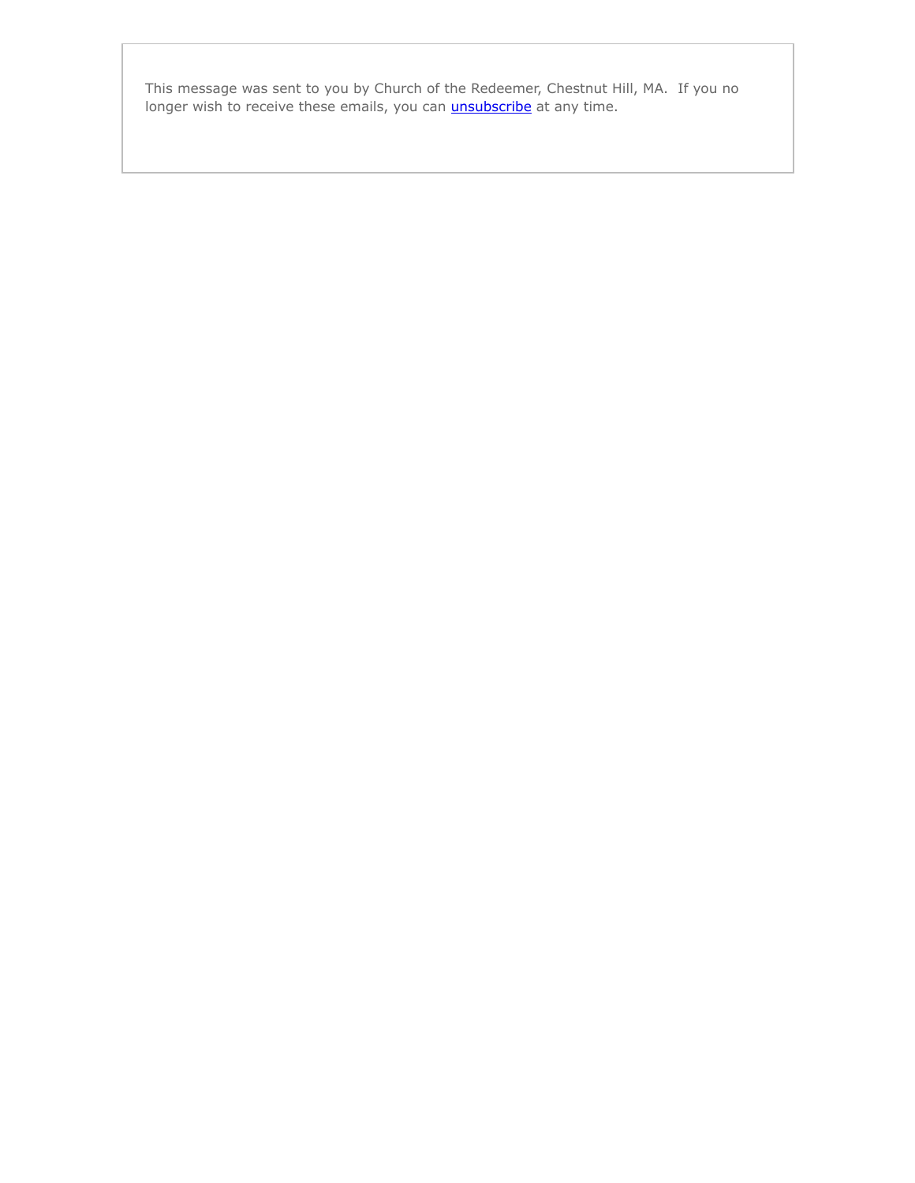This message was sent to you by Church of the Redeemer, Chestnut Hill, MA.  If you no longer wish to receive these emails, you can unsubscribe at any time.